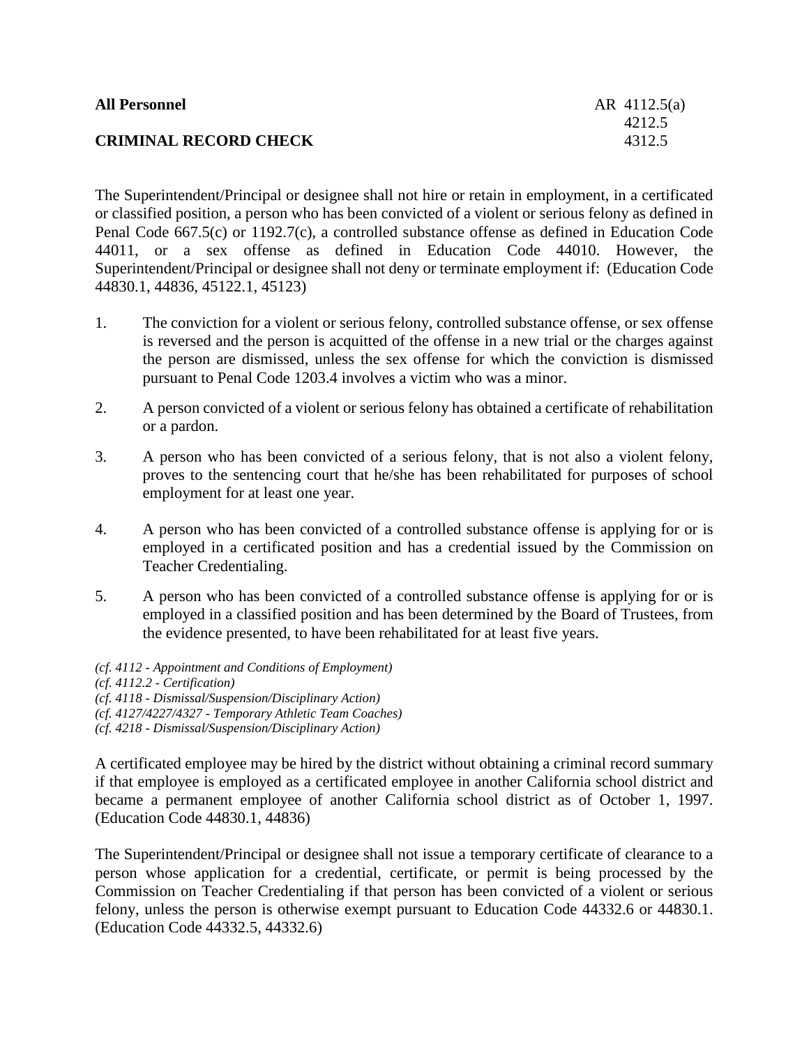**All Personnel** AR 4112.5(a)
4212.5
**CRIMINAL RECORD CHECK** 4312.5

The Superintendent/Principal or designee shall not hire or retain in employment, in a certificated or classified position, a person who has been convicted of a violent or serious felony as defined in Penal Code 667.5(c) or 1192.7(c), a controlled substance offense as defined in Education Code 44011, or a sex offense as defined in Education Code 44010. However, the Superintendent/Principal or designee shall not deny or terminate employment if: (Education Code 44830.1, 44836, 45122.1, 45123)

1. The conviction for a violent or serious felony, controlled substance offense, or sex offense is reversed and the person is acquitted of the offense in a new trial or the charges against the person are dismissed, unless the sex offense for which the conviction is dismissed pursuant to Penal Code 1203.4 involves a victim who was a minor.

2. A person convicted of a violent or serious felony has obtained a certificate of rehabilitation or a pardon.

3. A person who has been convicted of a serious felony, that is not also a violent felony, proves to the sentencing court that he/she has been rehabilitated for purposes of school employment for at least one year.

4. A person who has been convicted of a controlled substance offense is applying for or is employed in a certificated position and has a credential issued by the Commission on Teacher Credentialing.

5. A person who has been convicted of a controlled substance offense is applying for or is employed in a classified position and has been determined by the Board of Trustees, from the evidence presented, to have been rehabilitated for at least five years.

*(cf. 4112 - Appointment and Conditions of Employment)*
*(cf. 4112.2 - Certification)*
*(cf. 4118 - Dismissal/Suspension/Disciplinary Action)*
*(cf. 4127/4227/4327 - Temporary Athletic Team Coaches)*
*(cf. 4218 - Dismissal/Suspension/Disciplinary Action)*

A certificated employee may be hired by the district without obtaining a criminal record summary if that employee is employed as a certificated employee in another California school district and became a permanent employee of another California school district as of October 1, 1997. (Education Code 44830.1, 44836)

The Superintendent/Principal or designee shall not issue a temporary certificate of clearance to a person whose application for a credential, certificate, or permit is being processed by the Commission on Teacher Credentialing if that person has been convicted of a violent or serious felony, unless the person is otherwise exempt pursuant to Education Code 44332.6 or 44830.1. (Education Code 44332.5, 44332.6)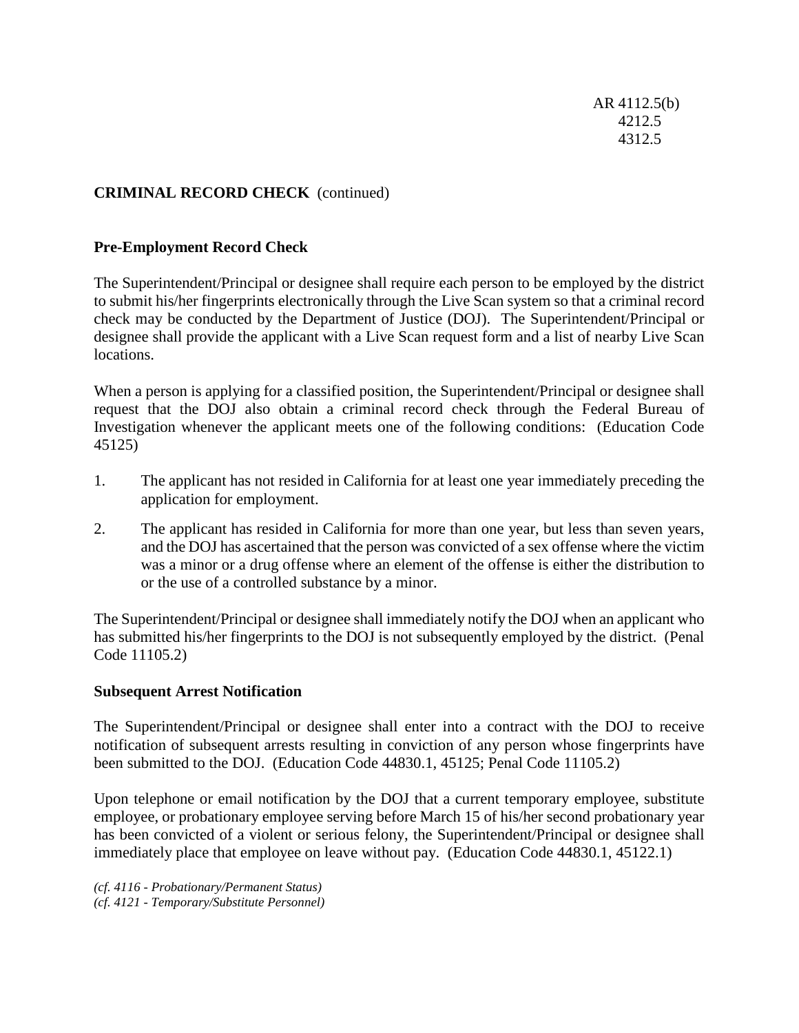## CRIMINAL RECORD CHECK (continued)

### Pre-Employment Record Check

The Superintendent/Principal or designee shall require each person to be employed by the district to submit his/her fingerprints electronically through the Live Scan system so that a criminal record check may be conducted by the Department of Justice (DOJ). The Superintendent/Principal or designee shall provide the applicant with a Live Scan request form and a list of nearby Live Scan locations.

When a person is applying for a classified position, the Superintendent/Principal or designee shall request that the DOJ also obtain a criminal record check through the Federal Bureau of Investigation whenever the applicant meets one of the following conditions: (Education Code 45125)

1. The applicant has not resided in California for at least one year immediately preceding the application for employment.
2. The applicant has resided in California for more than one year, but less than seven years, and the DOJ has ascertained that the person was convicted of a sex offense where the victim was a minor or a drug offense where an element of the offense is either the distribution to or the use of a controlled substance by a minor.

The Superintendent/Principal or designee shall immediately notify the DOJ when an applicant who has submitted his/her fingerprints to the DOJ is not subsequently employed by the district. (Penal Code 11105.2)

### Subsequent Arrest Notification

The Superintendent/Principal or designee shall enter into a contract with the DOJ to receive notification of subsequent arrests resulting in conviction of any person whose fingerprints have been submitted to the DOJ. (Education Code 44830.1, 45125; Penal Code 11105.2)

Upon telephone or email notification by the DOJ that a current temporary employee, substitute employee, or probationary employee serving before March 15 of his/her second probationary year has been convicted of a violent or serious felony, the Superintendent/Principal or designee shall immediately place that employee on leave without pay. (Education Code 44830.1, 45122.1)

*(cf. 4116 - Probationary/Permanent Status)*
*(cf. 4121 - Temporary/Substitute Personnel)*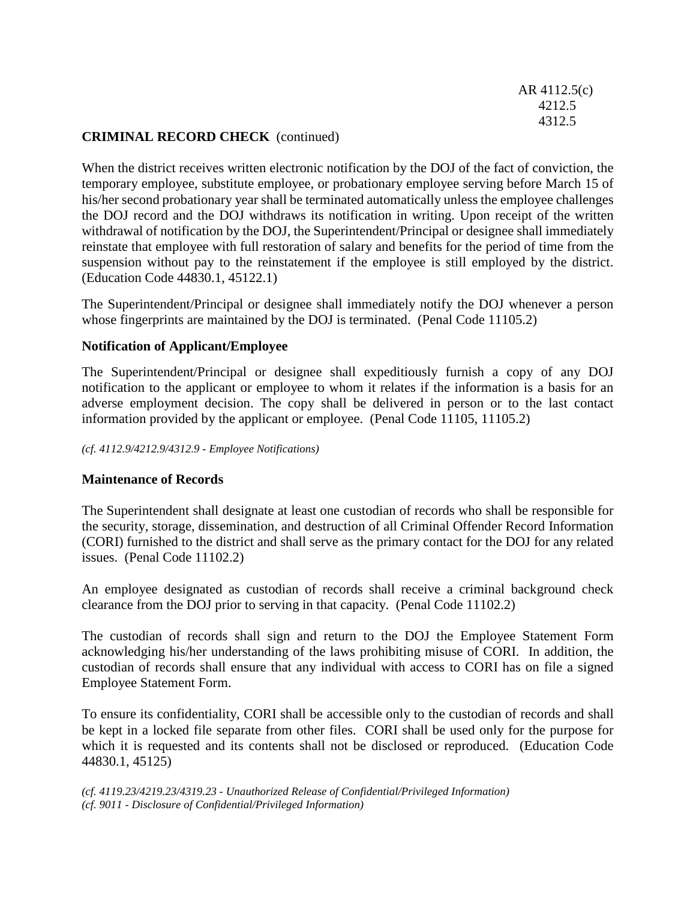**CRIMINAL RECORD CHECK** (continued)

When the district receives written electronic notification by the DOJ of the fact of conviction, the temporary employee, substitute employee, or probationary employee serving before March 15 of his/her second probationary year shall be terminated automatically unless the employee challenges the DOJ record and the DOJ withdraws its notification in writing. Upon receipt of the written withdrawal of notification by the DOJ, the Superintendent/Principal or designee shall immediately reinstate that employee with full restoration of salary and benefits for the period of time from the suspension without pay to the reinstatement if the employee is still employed by the district. (Education Code 44830.1, 45122.1)

The Superintendent/Principal or designee shall immediately notify the DOJ whenever a person whose fingerprints are maintained by the DOJ is terminated. (Penal Code 11105.2)

**Notification of Applicant/Employee**

The Superintendent/Principal or designee shall expeditiously furnish a copy of any DOJ notification to the applicant or employee to whom it relates if the information is a basis for an adverse employment decision. The copy shall be delivered in person or to the last contact information provided by the applicant or employee. (Penal Code 11105, 11105.2)

*(cf. 4112.9/4212.9/4312.9 - Employee Notifications)*

**Maintenance of Records**

The Superintendent shall designate at least one custodian of records who shall be responsible for the security, storage, dissemination, and destruction of all Criminal Offender Record Information (CORI) furnished to the district and shall serve as the primary contact for the DOJ for any related issues. (Penal Code 11102.2)

An employee designated as custodian of records shall receive a criminal background check clearance from the DOJ prior to serving in that capacity. (Penal Code 11102.2)

The custodian of records shall sign and return to the DOJ the Employee Statement Form acknowledging his/her understanding of the laws prohibiting misuse of CORI. In addition, the custodian of records shall ensure that any individual with access to CORI has on file a signed Employee Statement Form.

To ensure its confidentiality, CORI shall be accessible only to the custodian of records and shall be kept in a locked file separate from other files. CORI shall be used only for the purpose for which it is requested and its contents shall not be disclosed or reproduced. (Education Code 44830.1, 45125)

*(cf. 4119.23/4219.23/4319.23 - Unauthorized Release of Confidential/Privileged Information)*
*(cf. 9011 - Disclosure of Confidential/Privileged Information)*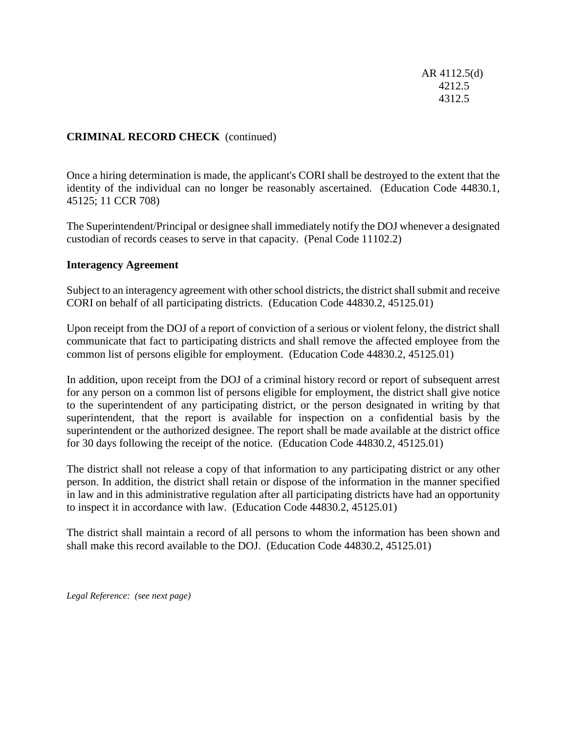**CRIMINAL RECORD CHECK** (continued)

Once a hiring determination is made, the applicant's CORI shall be destroyed to the extent that the identity of the individual can no longer be reasonably ascertained. (Education Code 44830.1, 45125; 11 CCR 708)

The Superintendent/Principal or designee shall immediately notify the DOJ whenever a designated custodian of records ceases to serve in that capacity. (Penal Code 11102.2)

**Interagency Agreement**

Subject to an interagency agreement with other school districts, the district shall submit and receive CORI on behalf of all participating districts. (Education Code 44830.2, 45125.01)

Upon receipt from the DOJ of a report of conviction of a serious or violent felony, the district shall communicate that fact to participating districts and shall remove the affected employee from the common list of persons eligible for employment. (Education Code 44830.2, 45125.01)

In addition, upon receipt from the DOJ of a criminal history record or report of subsequent arrest for any person on a common list of persons eligible for employment, the district shall give notice to the superintendent of any participating district, or the person designated in writing by that superintendent, that the report is available for inspection on a confidential basis by the superintendent or the authorized designee. The report shall be made available at the district office for 30 days following the receipt of the notice. (Education Code 44830.2, 45125.01)

The district shall not release a copy of that information to any participating district or any other person. In addition, the district shall retain or dispose of the information in the manner specified in law and in this administrative regulation after all participating districts have had an opportunity to inspect it in accordance with law. (Education Code 44830.2, 45125.01)

The district shall maintain a record of all persons to whom the information has been shown and shall make this record available to the DOJ. (Education Code 44830.2, 45125.01)

*Legal Reference: (see next page)*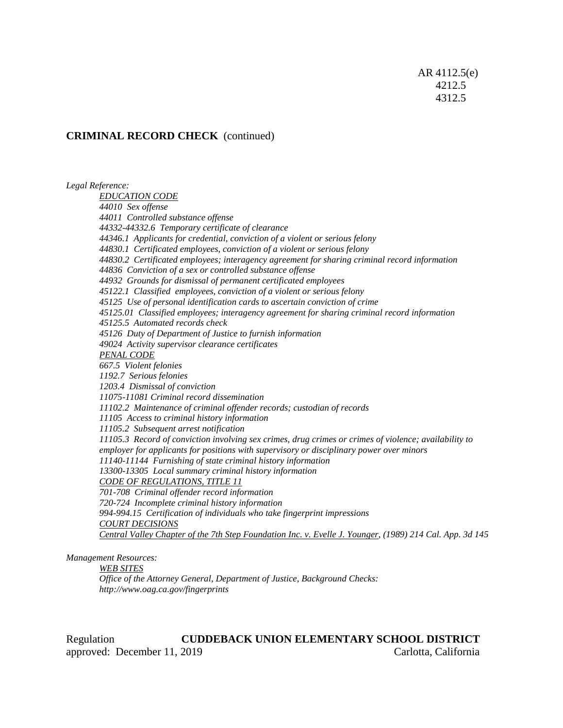AR 4112.5(e)
4212.5
4312.5

**CRIMINAL RECORD CHECK** (continued)

*Legal Reference:*

*EDUCATION CODE*
*44010 Sex offense*
*44011 Controlled substance offense*
*44332-44332.6 Temporary certificate of clearance*
*44346.1 Applicants for credential, conviction of a violent or serious felony*
*44830.1 Certificated employees, conviction of a violent or serious felony*
*44830.2 Certificated employees; interagency agreement for sharing criminal record information*
*44836 Conviction of a sex or controlled substance offense*
*44932 Grounds for dismissal of permanent certificated employees*
*45122.1 Classified employees, conviction of a violent or serious felony*
*45125 Use of personal identification cards to ascertain conviction of crime*
*45125.01 Classified employees; interagency agreement for sharing criminal record information*
*45125.5 Automated records check*
*45126 Duty of Department of Justice to furnish information*
*49024 Activity supervisor clearance certificates*

*PENAL CODE*
*667.5 Violent felonies*
*1192.7 Serious felonies*
*1203.4 Dismissal of conviction*
*11075-11081 Criminal record dissemination*
*11102.2 Maintenance of criminal offender records; custodian of records*
*11105 Access to criminal history information*
*11105.2 Subsequent arrest notification*
*11105.3 Record of conviction involving sex crimes, drug crimes or crimes of violence; availability to employer for applicants for positions with supervisory or disciplinary power over minors*
*11140-11144 Furnishing of state criminal history information*
*13300-13305 Local summary criminal history information*

*CODE OF REGULATIONS, TITLE 11*
*701-708 Criminal offender record information*
*720-724 Incomplete criminal history information*
*994-994.15 Certification of individuals who take fingerprint impressions*

*COURT DECISIONS*
*Central Valley Chapter of the 7th Step Foundation Inc. v. Evelle J. Younger, (1989) 214 Cal. App. 3d 145*

*Management Resources:*

*WEB SITES*
*Office of the Attorney General, Department of Justice, Background Checks: http://www.oag.ca.gov/fingerprints*

Regulation **CUDDEBACK UNION ELEMENTARY SCHOOL DISTRICT**
approved: December 11, 2019 Carlotta, California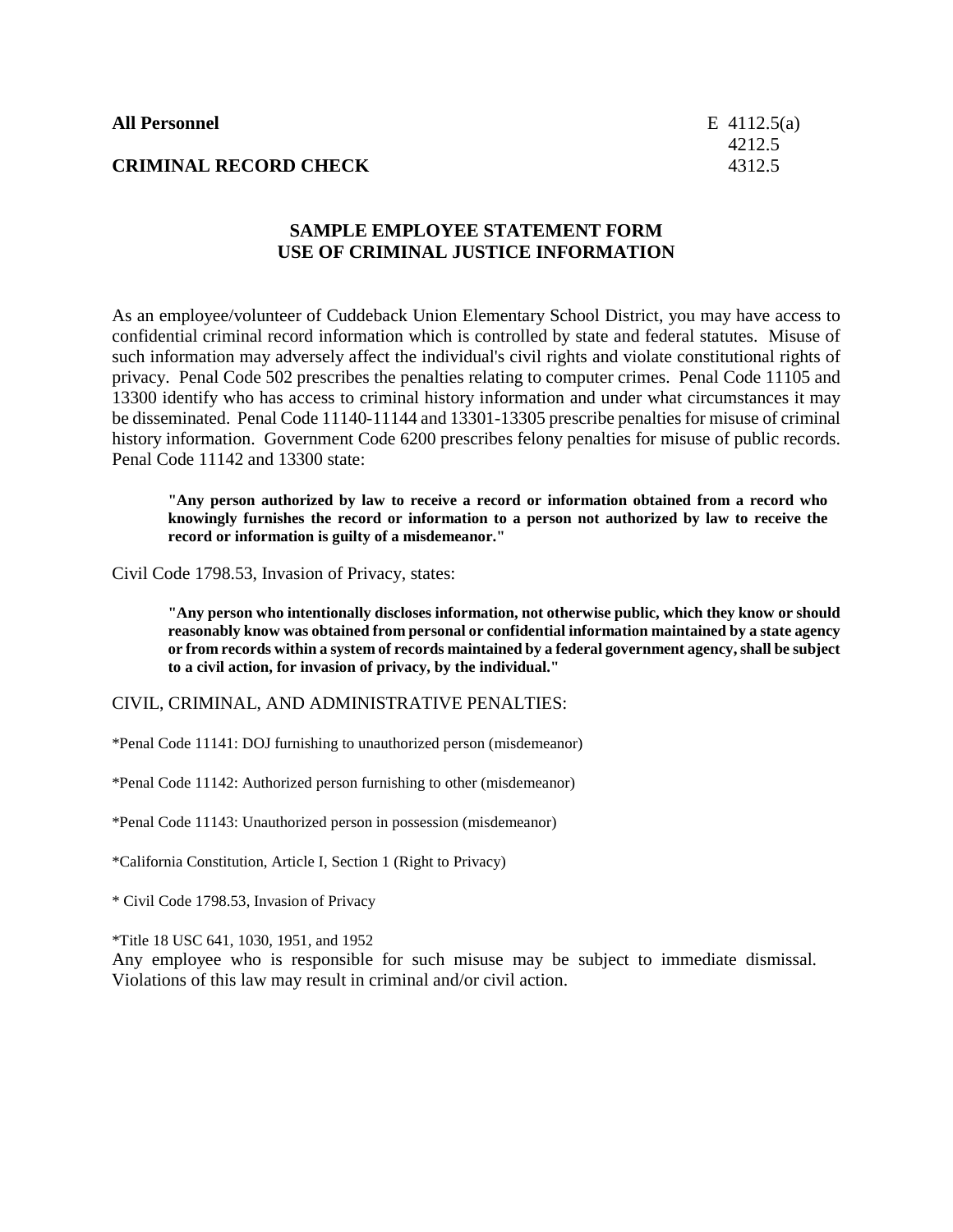**All Personnel** E 4112.5(a)
4212.5
**CRIMINAL RECORD CHECK** 4312.5

## SAMPLE EMPLOYEE STATEMENT FORM
## USE OF CRIMINAL JUSTICE INFORMATION

As an employee/volunteer of Cuddeback Union Elementary School District, you may have access to confidential criminal record information which is controlled by state and federal statutes. Misuse of such information may adversely affect the individual's civil rights and violate constitutional rights of privacy. Penal Code 502 prescribes the penalties relating to computer crimes. Penal Code 11105 and 13300 identify who has access to criminal history information and under what circumstances it may be disseminated. Penal Code 11140-11144 and 13301-13305 prescribe penalties for misuse of criminal history information. Government Code 6200 prescribes felony penalties for misuse of public records. Penal Code 11142 and 13300 state:

> **"Any person authorized by law to receive a record or information obtained from a record who knowingly furnishes the record or information to a person not authorized by law to receive the record or information is guilty of a misdemeanor."**

Civil Code 1798.53, Invasion of Privacy, states:

> **"Any person who intentionally discloses information, not otherwise public, which they know or should reasonably know was obtained from personal or confidential information maintained by a state agency or from records within a system of records maintained by a federal government agency, shall be subject to a civil action, for invasion of privacy, by the individual."**

CIVIL, CRIMINAL, AND ADMINISTRATIVE PENALTIES:

*Penal Code 11141: DOJ furnishing to unauthorized person (misdemeanor)

*Penal Code 11142: Authorized person furnishing to other (misdemeanor)

*Penal Code 11143: Unauthorized person in possession (misdemeanor)

*California Constitution, Article I, Section 1 (Right to Privacy)

* Civil Code 1798.53, Invasion of Privacy

*Title 18 USC 641, 1030, 1951, and 1952

Any employee who is responsible for such misuse may be subject to immediate dismissal. Violations of this law may result in criminal and/or civil action.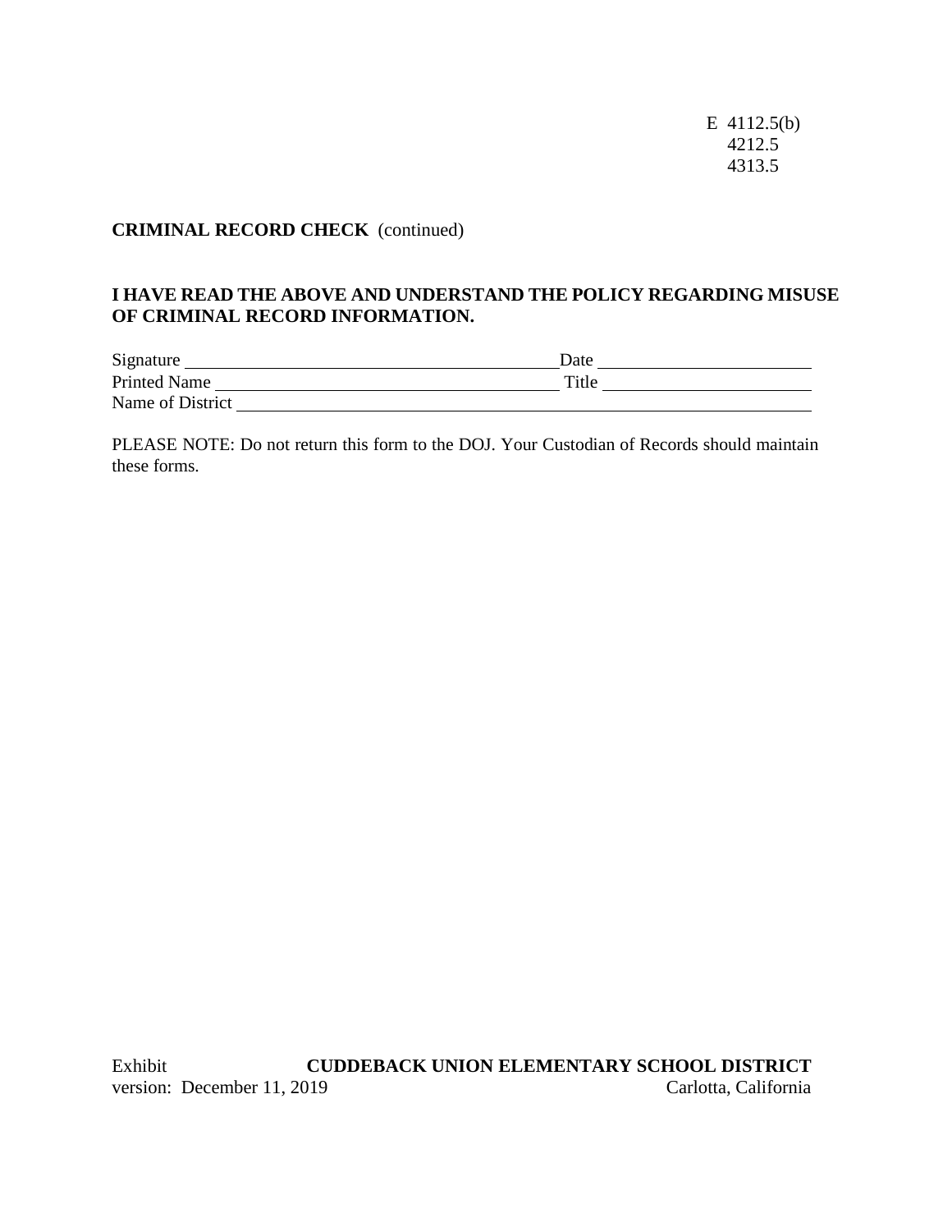E 4112.5(b)
4212.5
4313.5

**CRIMINAL RECORD CHECK** (continued)

**I HAVE READ THE ABOVE AND UNDERSTAND THE POLICY REGARDING MISUSE OF CRIMINAL RECORD INFORMATION.**

Signature ______________________________ Date ____________________
Printed Name ___________________________ Title ____________________
Name of District ___________________________________________________

PLEASE NOTE: Do not return this form to the DOJ. Your Custodian of Records should maintain these forms.

Exhibit **CUDDEBACK UNION ELEMENTARY SCHOOL DISTRICT**
version: December 11, 2019 Carlotta, California